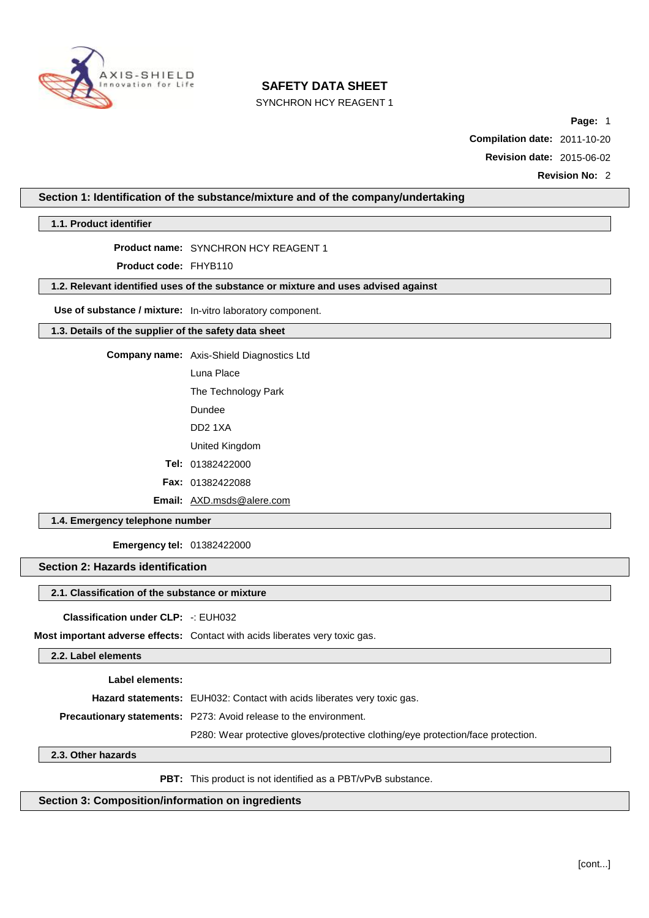# SAFETY DATA SHEET

SYNCHRON HCY REAGENT 1

**Page:** 1

**Compilation date:** 2011-10-20

**Revision date:** 2015-06-02

**Revision No:** 2

## Section 1: Identification of the substance/mixture and of the company/undertaking

### 1.1. Product identifier

**Product name:** SYNCHRON HCY REAGENT 1

**Product code:** FHYB110

### 1.2. Relevant identified uses of the substance or mixture and uses advised against

**Use of substance / mixture:** In-vitro laboratory component.

### 1.3. Details of the supplier of the safety data sheet

**Company name:** Axis-Shield Diagnostics Ltd

Luna Place

The Technology Park

Dundee

DD2 1XA

United Kingdom

**Tel:** 01382422000

**Fax:** 01382422088

**Email:** AXD.msds@alere.com

### 1.4. Emergency telephone number

**Emergency tel:** 01382422000

## Section 2: Hazards identification

### 2.1. Classification of the substance or mixture

**Classification under CLP:** -: EUH032

**Most important adverse effects:** Contact with acids liberates very toxic gas.

### 2.2. Label elements

**Label elements:**

**Hazard statements:** EUH032: Contact with acids liberates very toxic gas.

**Precautionary statements:** P273: Avoid release to the environment.

P280: Wear protective gloves/protective clothing/eye protection/face protection.

### 2.3. Other hazards

**PBT:** This product is not identified as a PBT/vPvB substance.

## Section 3: Composition/information on ingredients

[cont...]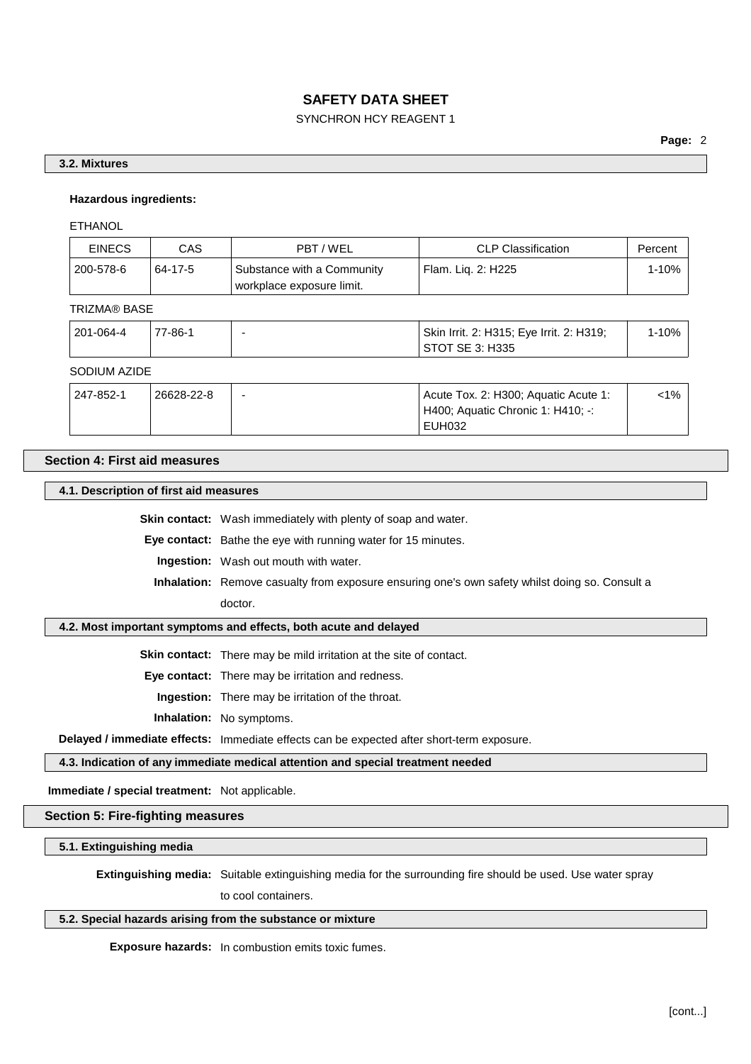### 3.2. Mixtures

**Hazardous ingredients:**

ETHANOL

| EINECS | CAS | PBT / WEL | CLP Classification | Percent |
|---|---|---|---|---|
| 200-578-6 | 64-17-5 | Substance with a Community workplace exposure limit. | Flam. Liq. 2: H225 | 1-10% |

TRIZMA® BASE

| EINECS | CAS | PBT / WEL | CLP Classification | Percent |
|---|---|---|---|---|
| 201-064-4 | 77-86-1 | - | Skin Irrit. 2: H315; Eye Irrit. 2: H319; STOT SE 3: H335 | 1-10% |

SODIUM AZIDE

| EINECS | CAS | PBT / WEL | CLP Classification | Percent |
|---|---|---|---|---|
| 247-852-1 | 26628-22-8 | - | Acute Tox. 2: H300; Aquatic Acute 1: H400; Aquatic Chronic 1: H410; -: EUH032 | <1% |

## Section 4: First aid measures

### 4.1. Description of first aid measures

**Skin contact:** Wash immediately with plenty of soap and water.

**Eye contact:** Bathe the eye with running water for 15 minutes.

**Ingestion:** Wash out mouth with water.

**Inhalation:** Remove casualty from exposure ensuring one's own safety whilst doing so. Consult a doctor.

### 4.2. Most important symptoms and effects, both acute and delayed

**Skin contact:** There may be mild irritation at the site of contact.

**Eye contact:** There may be irritation and redness.

**Ingestion:** There may be irritation of the throat.

**Inhalation:** No symptoms.

**Delayed / immediate effects:** Immediate effects can be expected after short-term exposure.

### 4.3. Indication of any immediate medical attention and special treatment needed

**Immediate / special treatment:** Not applicable.

## Section 5: Fire-fighting measures

### 5.1. Extinguishing media

**Extinguishing media:** Suitable extinguishing media for the surrounding fire should be used. Use water spray to cool containers.

### 5.2. Special hazards arising from the substance or mixture

**Exposure hazards:** In combustion emits toxic fumes.

[cont...]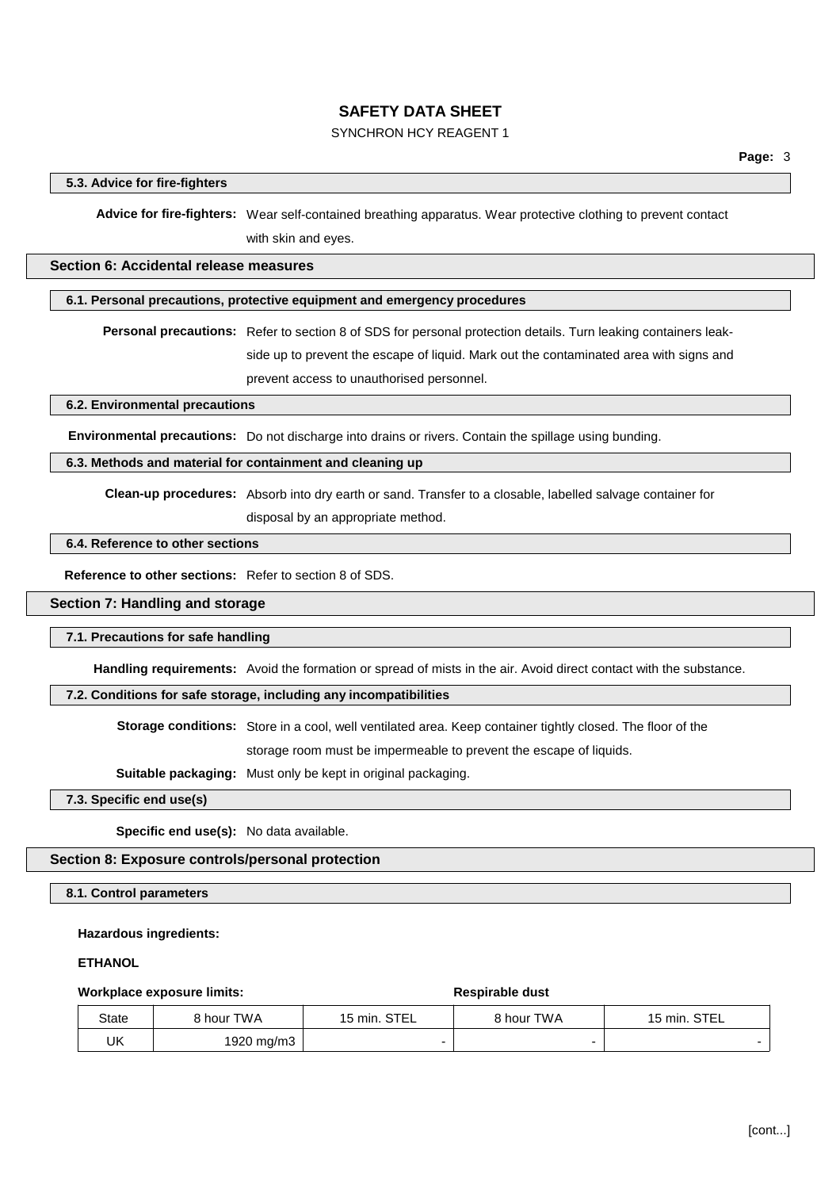### 5.3. Advice for fire-fighters

**Advice for fire-fighters:** Wear self-contained breathing apparatus. Wear protective clothing to prevent contact with skin and eyes.

## Section 6: Accidental release measures

### 6.1. Personal precautions, protective equipment and emergency procedures

**Personal precautions:** Refer to section 8 of SDS for personal protection details. Turn leaking containers leak-side up to prevent the escape of liquid. Mark out the contaminated area with signs and prevent access to unauthorised personnel.

### 6.2. Environmental precautions

**Environmental precautions:** Do not discharge into drains or rivers. Contain the spillage using bunding.

### 6.3. Methods and material for containment and cleaning up

**Clean-up procedures:** Absorb into dry earth or sand. Transfer to a closable, labelled salvage container for disposal by an appropriate method.

### 6.4. Reference to other sections

**Reference to other sections:** Refer to section 8 of SDS.

## Section 7: Handling and storage

### 7.1. Precautions for safe handling

**Handling requirements:** Avoid the formation or spread of mists in the air. Avoid direct contact with the substance.

### 7.2. Conditions for safe storage, including any incompatibilities

**Storage conditions:** Store in a cool, well ventilated area. Keep container tightly closed. The floor of the storage room must be impermeable to prevent the escape of liquids.

**Suitable packaging:** Must only be kept in original packaging.

### 7.3. Specific end use(s)

**Specific end use(s):** No data available.

## Section 8: Exposure controls/personal protection

### 8.1. Control parameters

**Hazardous ingredients:**

**ETHANOL**

| **Workplace exposure limits:** | | | **Respirable dust** | |
|---|---|---|---|---|
| State | 8 hour TWA | 15 min. STEL | 8 hour TWA | 15 min. STEL |
| UK | 1920 mg/m3 | - | - | - |

[cont...]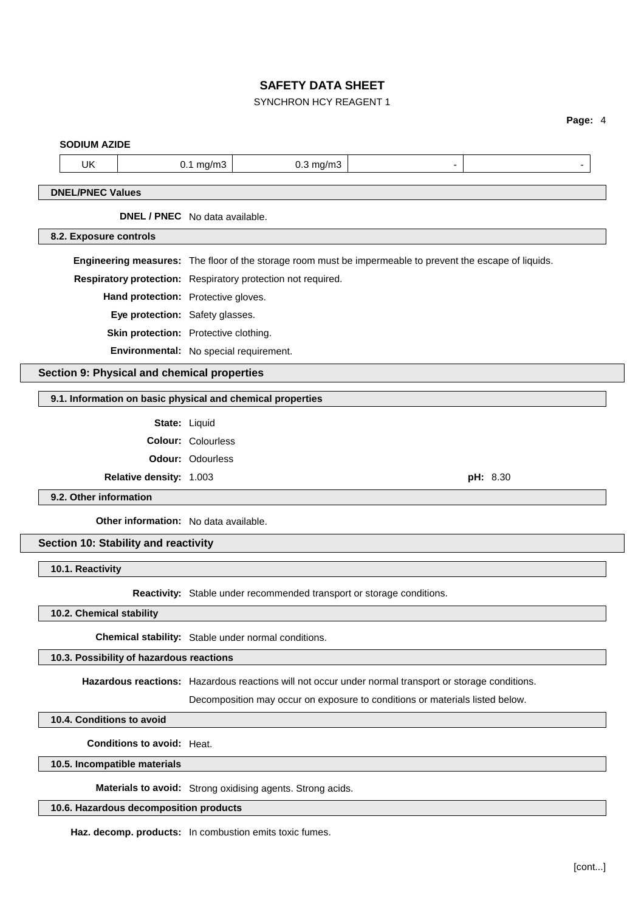**SODIUM AZIDE**

| UK | 0.1 mg/m3 | 0.3 mg/m3 | - | - |
|---|---|---|---|---|

### DNEL/PNEC Values

**DNEL / PNEC** No data available.

### 8.2. Exposure controls

**Engineering measures:** The floor of the storage room must be impermeable to prevent the escape of liquids.

**Respiratory protection:** Respiratory protection not required.

**Hand protection:** Protective gloves.

**Eye protection:** Safety glasses.

**Skin protection:** Protective clothing.

**Environmental:** No special requirement.

## Section 9: Physical and chemical properties

### 9.1. Information on basic physical and chemical properties

**State:** Liquid

**Colour:** Colourless

**Odour:** Odourless

**Relative density:** 1.003

**pH:** 8.30

### 9.2. Other information

**Other information:** No data available.

## Section 10: Stability and reactivity

### 10.1. Reactivity

**Reactivity:** Stable under recommended transport or storage conditions.

### 10.2. Chemical stability

**Chemical stability:** Stable under normal conditions.

### 10.3. Possibility of hazardous reactions

**Hazardous reactions:** Hazardous reactions will not occur under normal transport or storage conditions.

Decomposition may occur on exposure to conditions or materials listed below.

### 10.4. Conditions to avoid

**Conditions to avoid:** Heat.

### 10.5. Incompatible materials

**Materials to avoid:** Strong oxidising agents. Strong acids.

### 10.6. Hazardous decomposition products

**Haz. decomp. products:** In combustion emits toxic fumes.

[cont...]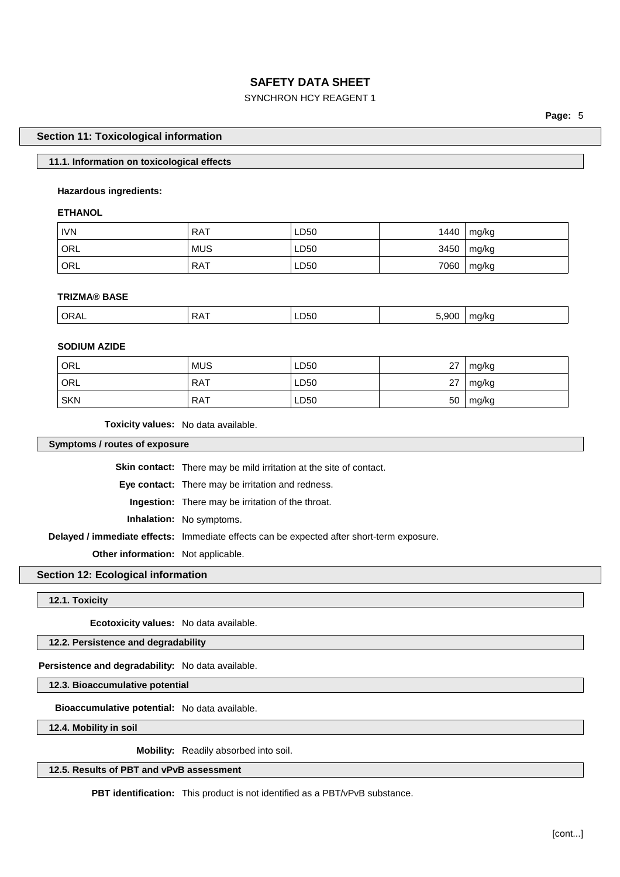## Section 11: Toxicological information

### 11.1. Information on toxicological effects

**Hazardous ingredients:**

**ETHANOL**

| | | | | |
|---|---|---|---|---|
| IVN | RAT | LD50 | 1440 | mg/kg |
| ORL | MUS | LD50 | 3450 | mg/kg |
| ORL | RAT | LD50 | 7060 | mg/kg |

**TRIZMA® BASE**

| | | | | |
|---|---|---|---|---|
| ORAL | RAT | LD50 | 5,900 | mg/kg |

**SODIUM AZIDE**

| | | | | |
|---|---|---|---|---|
| ORL | MUS | LD50 | 27 | mg/kg |
| ORL | RAT | LD50 | 27 | mg/kg |
| SKN | RAT | LD50 | 50 | mg/kg |

**Toxicity values:** No data available.

### Symptoms / routes of exposure

**Skin contact:** There may be mild irritation at the site of contact.

**Eye contact:** There may be irritation and redness.

**Ingestion:** There may be irritation of the throat.

**Inhalation:** No symptoms.

**Delayed / immediate effects:** Immediate effects can be expected after short-term exposure.

**Other information:** Not applicable.

## Section 12: Ecological information

### 12.1. Toxicity

**Ecotoxicity values:** No data available.

### 12.2. Persistence and degradability

**Persistence and degradability:** No data available.

### 12.3. Bioaccumulative potential

**Bioaccumulative potential:** No data available.

### 12.4. Mobility in soil

**Mobility:** Readily absorbed into soil.

### 12.5. Results of PBT and vPvB assessment

**PBT identification:** This product is not identified as a PBT/vPvB substance.

[cont...]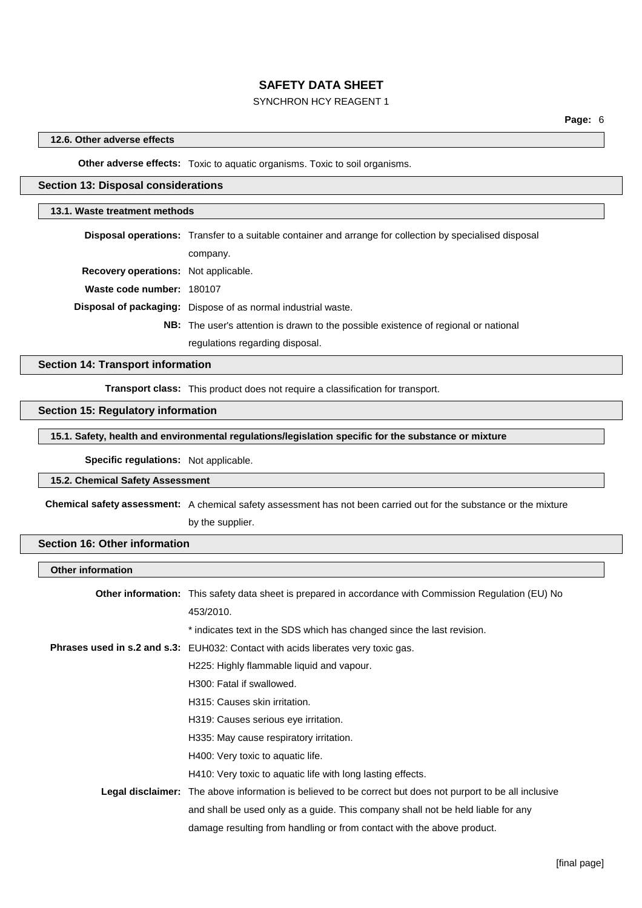### 12.6. Other adverse effects

**Other adverse effects:** Toxic to aquatic organisms. Toxic to soil organisms.

## Section 13: Disposal considerations

### 13.1. Waste treatment methods

**Disposal operations:** Transfer to a suitable container and arrange for collection by specialised disposal company.

**Recovery operations:** Not applicable.

**Waste code number:** 180107

**Disposal of packaging:** Dispose of as normal industrial waste.

**NB:** The user's attention is drawn to the possible existence of regional or national regulations regarding disposal.

## Section 14: Transport information

**Transport class:** This product does not require a classification for transport.

## Section 15: Regulatory information

### 15.1. Safety, health and environmental regulations/legislation specific for the substance or mixture

**Specific regulations:** Not applicable.

### 15.2. Chemical Safety Assessment

**Chemical safety assessment:** A chemical safety assessment has not been carried out for the substance or the mixture by the supplier.

## Section 16: Other information

### Other information

**Other information:** This safety data sheet is prepared in accordance with Commission Regulation (EU) No 453/2010.

* indicates text in the SDS which has changed since the last revision.

**Phrases used in s.2 and s.3:** EUH032: Contact with acids liberates very toxic gas.

H225: Highly flammable liquid and vapour.

H300: Fatal if swallowed.

H315: Causes skin irritation.

H319: Causes serious eye irritation.

H335: May cause respiratory irritation.

H400: Very toxic to aquatic life.

H410: Very toxic to aquatic life with long lasting effects.

**Legal disclaimer:** The above information is believed to be correct but does not purport to be all inclusive and shall be used only as a guide. This company shall not be held liable for any damage resulting from handling or from contact with the above product.

[final page]